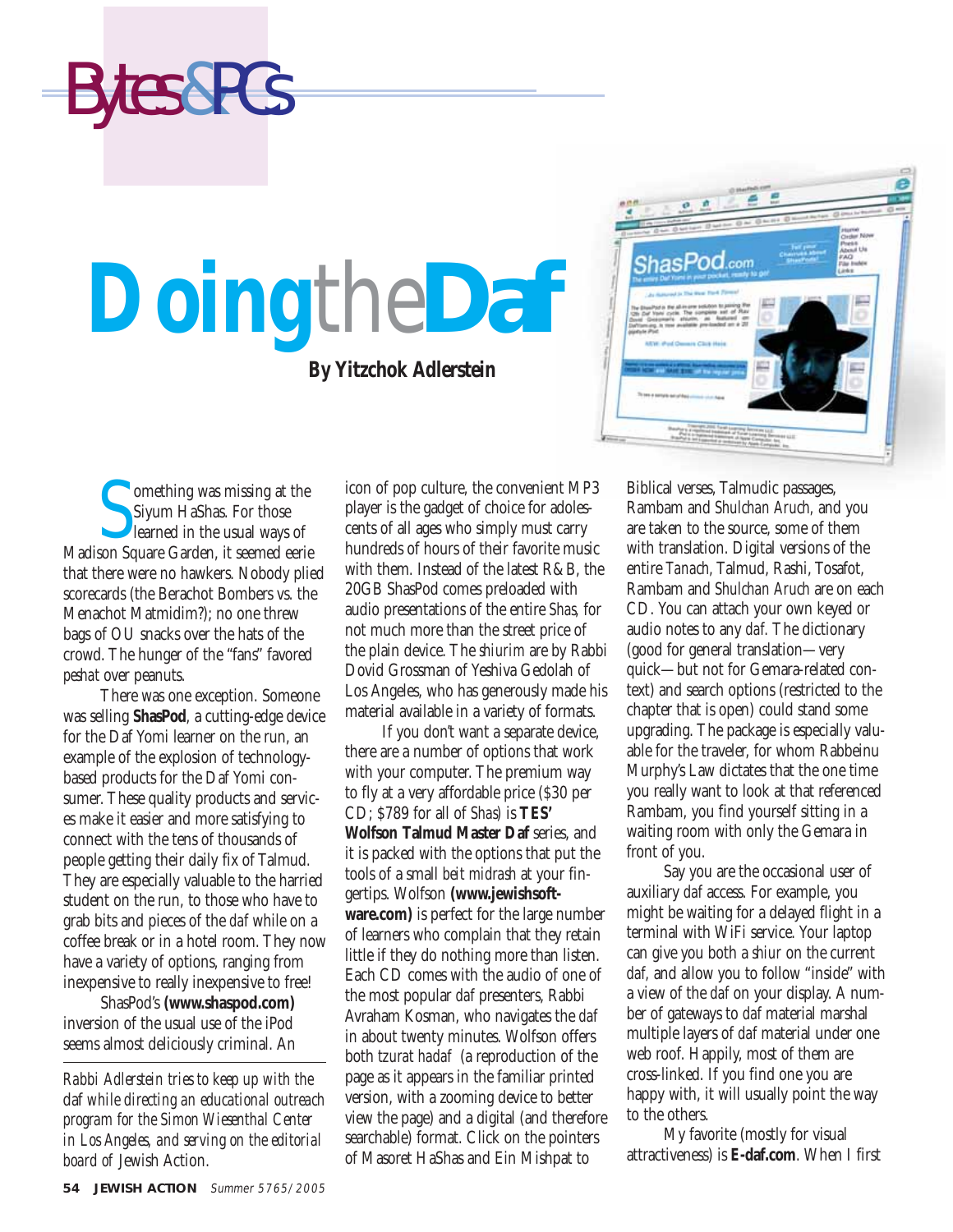# Bytes&PCs

# Doing the Daf

**By Yitzchok Adlerstein**

Something was missing at the Siyum HaShas. For those learned in the usual ways of Madison Square Garden, it seemed eerie that there were no hawkers. Nobody plied scorecards (the Berachot Bombers vs. the Menachot Matmidim?); no one threw bags of OU snacks over the hats of the crowd. The hunger of the "fans" favored *peshat* over peanuts.

There was one exception. Someone was selling **ShasPod**, a cutting-edge device for the Daf Yomi learner on the run, an example of the explosion of technology-based products for the Daf Yomi consumer. These quality products and services make it easier and more satisfying to connect with the tens of thousands of people getting their daily fix of Talmud. They are especially valuable to the harried student on the run, to those who have to grab bits and pieces of the *daf* while on a coffee break or in a hotel room. They now have a variety of options, ranging from inexpensive to really inexpensive to free!

ShasPod's **(www.shaspod.com)** inversion of the usual use of the iPod seems almost deliciously criminal. An icon of pop culture, the convenient MP3 player is the gadget of choice for adolescents of all ages who simply must carry hundreds of hours of their favorite music with them. Instead of the latest R&B, the 20GB ShasPod comes preloaded with audio presentations of the entire *Shas,* for not much more than the street price of the plain device. The *shiurim* are by Rabbi Dovid Grossman of Yeshiva Gedolah of Los Angeles, who has generously made his material available in a variety of formats.

If you don't want a separate device, there are a number of options that work with your computer. The premium way to fly at a very affordable price ($30 per CD; $789 for all of *Shas*) is **TES' Wolfson Talmud Master Daf** series, and it is packed with the options that put the tools of a small *beit midrash* at your fingertips. Wolfson **(www.jewishsoftware.com)** is perfect for the large number of learners who complain that they retain little if they do nothing more than listen. Each CD comes with the audio of one of the most popular *daf* presenters, Rabbi Avraham Kosman, who navigates the *daf* in about twenty minutes. Wolfson offers both *tzurat hadaf* (a reproduction of the page as it appears in the familiar printed version, with a zooming device to better view the page) and a digital (and therefore searchable) format. Click on the pointers of Masoret HaShas and Ein Mishpat to Biblical verses, Talmudic passages, Rambam and *Shulchan Aruch,* and you are taken to the source, some of them with translation. Digital versions of the entire *Tanach*, Talmud, Rashi, Tosafot, Rambam and *Shulchan Aruch* are on each CD. You can attach your own keyed or audio notes to any *daf.* The dictionary (good for general translation—very quick—but not for Gemara-related context) and search options (restricted to the chapter that is open) could stand some upgrading. The package is especially valuable for the traveler, for whom Rabbeinu Murphy's Law dictates that the one time you really want to look at that referenced Rambam, you find yourself sitting in a waiting room with only the Gemara in front of you.

Say you are the occasional user of auxiliary *daf* access. For example, you might be waiting for a delayed flight in a terminal with WiFi service. Your laptop can give you both a *shiur* on the current *daf,* and allow you to follow "inside" with a view of the *daf* on your display. A number of gateways to *daf* material marshal multiple layers of *daf* material under one web roof. Happily, most of them are cross-linked. If you find one you are happy with, it will usually point the way to the others.

My favorite (mostly for visual attractiveness) is **E-daf.com**. When I first

---

*Rabbi Adlerstein tries to keep up with the* daf *while directing an educational outreach program for the Simon Wiesenthal Center in Los Angeles, and serving on the editorial board of* Jewish Action.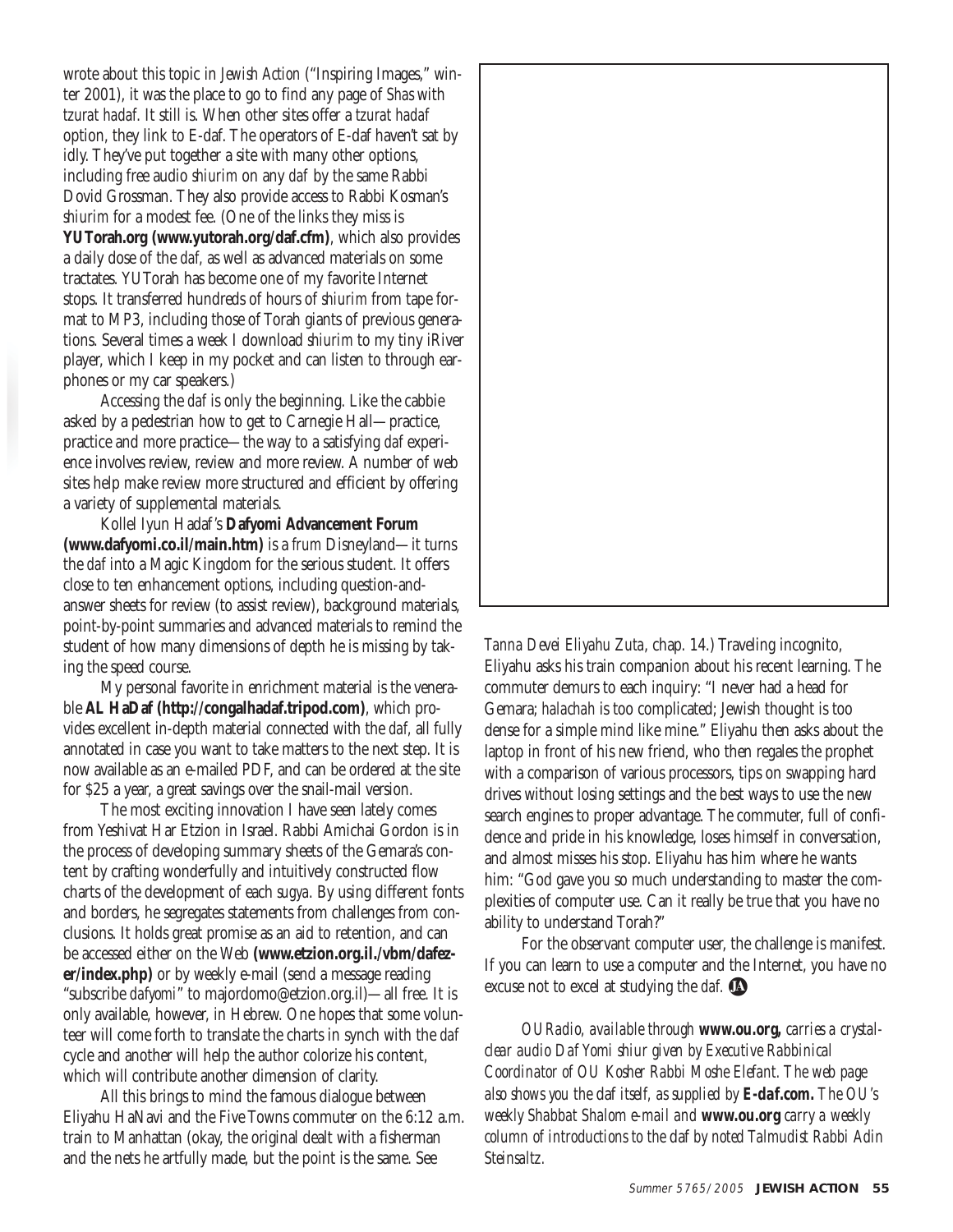wrote about this topic in *Jewish Action* ("Inspiring Images," winter 2001), it was the place to go to find any page of *Shas* with *tzurat hadaf*. It still is. When other sites offer a *tzurat hadaf* option, they link to E-daf. The operators of E-daf haven't sat by idly. They've put together a site with many other options, including free audio *shiurim* on any *daf* by the same Rabbi Dovid Grossman. They also provide access to Rabbi Kosman's *shiurim* for a modest fee. (One of the links they miss is **YUTorah.org (www.yutorah.org/daf.cfm)**, which also provides a daily dose of the *daf*, as well as advanced materials on some tractates. YUTorah has become one of my favorite Internet stops. It transferred hundreds of hours of *shiurim* from tape format to MP3, including those of Torah giants of previous generations. Several times a week I download *shiurim* to my tiny iRiver player, which I keep in my pocket and can listen to through earphones or my car speakers.)

Accessing the *daf* is only the beginning. Like the cabbie asked by a pedestrian how to get to Carnegie Hall—practice, practice and more practice—the way to a satisfying *daf* experience involves review, review and more review. A number of web sites help make review more structured and efficient by offering a variety of supplemental materials.

Kollel Iyun Hadaf's **Dafyomi Advancement Forum (www.dafyomi.co.il/main.htm)** is a *frum* Disneyland—it turns the *daf* into a Magic Kingdom for the serious student. It offers close to ten enhancement options, including question-and-answer sheets for review (to assist review), background materials, point-by-point summaries and advanced materials to remind the student of how many dimensions of depth he is missing by taking the speed course.

My personal favorite in enrichment material is the venerable **AL HaDaf (http://congalhadaf.tripod.com)**, which provides excellent in-depth material connected with the *daf*, all fully annotated in case you want to take matters to the next step. It is now available as an e-mailed PDF, and can be ordered at the site for $25 a year, a great savings over the snail-mail version.

The most exciting innovation I have seen lately comes from Yeshivat Har Etzion in Israel. Rabbi Amichai Gordon is in the process of developing summary sheets of the Gemara's content by crafting wonderfully and intuitively constructed flow charts of the development of each *sugya*. By using different fonts and borders, he segregates statements from challenges from conclusions. It holds great promise as an aid to retention, and can be accessed either on the Web **(www.etzion.org.il./vbm/dafezer/index.php)** or by weekly e-mail (send a message reading "subscribe *dafyomi*" to majordomo@etzion.org.il)—all free. It is only available, however, in Hebrew. One hopes that some volunteer will come forth to translate the charts in synch with the *daf* cycle and another will help the author colorize his content, which will contribute another dimension of clarity.

All this brings to mind the famous dialogue between Eliyahu HaNavi and the Five Towns commuter on the 6:12 a.m. train to Manhattan (okay, the original dealt with a fisherman and the nets he artfully made, but the point is the same. See *Tanna Devei Eliyahu Zuta*, chap. 14.) Traveling incognito, Eliyahu asks his train companion about his recent learning. The commuter demurs to each inquiry: "I never had a head for Gemara; *halachah* is too complicated; Jewish thought is too dense for a simple mind like mine." Eliyahu then asks about the laptop in front of his new friend, who then regales the prophet with a comparison of various processors, tips on swapping hard drives without losing settings and the best ways to use the new search engines to proper advantage. The commuter, full of confidence and pride in his knowledge, loses himself in conversation, and almost misses his stop. Eliyahu has him where he wants him: "God gave you so much understanding to master the complexities of computer use. Can it really be true that you have no ability to understand Torah?"

For the observant computer user, the challenge is manifest. If you can learn to use a computer and the Internet, you have no excuse not to excel at studying the *daf*.

*OURadio, available through* ***www.ou.org,*** *carries a crystal-clear audio Daf Yomi shiur given by Executive Rabbinical Coordinator of OU Kosher Rabbi Moshe Elefant. The web page also shows you the daf itself, as supplied by* ***E-daf.com.*** *The OU's weekly Shabbat Shalom e-mail and* ***www.ou.org*** *carry a weekly column of introductions to the daf by noted Talmudist Rabbi Adin Steinsaltz.*